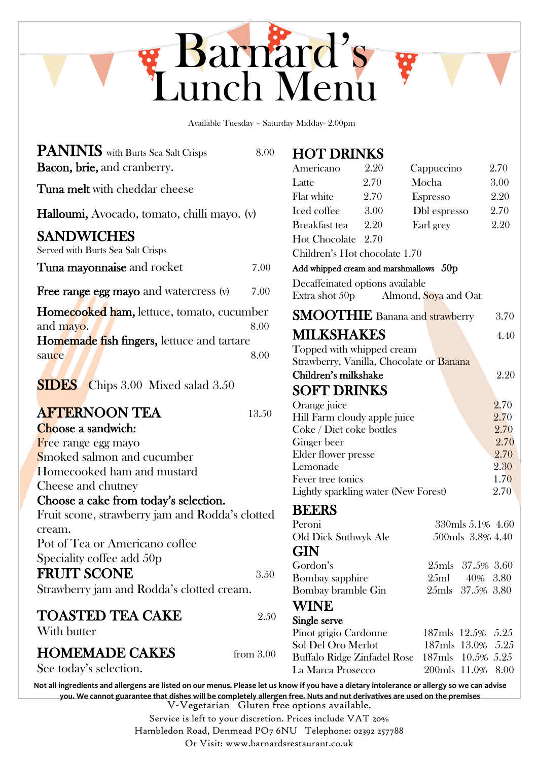# Barnard's Lunch Menu

Available Tuesday – Saturday Midday- 2.00pm

## PANINIS with Burts Sea Salt Crisps — 8.00

**Bacon, brie,** and cranberry.

**Tuna melt** with cheddar cheese

**Halloumi,** Avocado, tomato, chilli mayo. (v)

## SANDWICHES

Served with Burts Sea Salt Crisps

**Tuna mayonnaise** and rocket — 7.00

**Free range egg mayo** and watercress (v) — 7.00

**Homecooked ham,** lettuce, tomato, cucumber and mayo. — 8.00

**Homemade fish fingers,** lettuce and tartare sauce — 8.00

## SIDES

Chips 3.00 Mixed salad 3.50

## AFTERNOON TEA — 13.50

**Choose a sandwich:**

Free range egg mayo
Smoked salmon and cucumber
Homecooked ham and mustard
Cheese and chutney

**Choose a cake from today's selection.**

Fruit scone, strawberry jam and Rodda's clotted cream.
Pot of Tea or Americano coffee
Speciality coffee add 50p

## FRUIT SCONE — 3.50

Strawberry jam and Rodda's clotted cream.

## TOASTED TEA CAKE — 2.50

With butter

## HOMEMADE CAKES — from 3.00

See today's selection.

## HOT DRINKS

| | | | |
|---|---|---|---|
| Americano | 2.20 | Cappuccino | 2.70 |
| Latte | 2.70 | Mocha | 3.00 |
| Flat white | 2.70 | Espresso | 2.20 |
| Iced coffee | 3.00 | Dbl espresso | 2.70 |
| Breakfast tea | 2.20 | Earl grey | 2.20 |
| Hot Chocolate | 2.70 | | |

Children's Hot chocolate 1.70

**Add whipped cream and marshmallows 50p**

Decaffeinated options available
Extra shot 50p Almond, Soya and Oat

## SMOOTHIE Banana and strawberry — 3.70

## MILKSHAKES — 4.40

Topped with whipped cream
Strawberry, Vanilla, Chocolate or Banana

**Children's milkshake** — 2.20

## SOFT DRINKS

| | |
|---|---|
| Orange juice | 2.70 |
| Hill Farm cloudy apple juice | 2.70 |
| Coke / Diet coke bottles | 2.70 |
| Ginger beer | 2.70 |
| Elder flower presse | 2.70 |
| Lemonade | 2.30 |
| Fever tree tonics | 1.70 |
| Lightly sparkling water (New Forest) | 2.70 |

## BEERS

| | | | |
|---|---|---|---|
| Peroni | 330mls | 5.1% | 4.60 |
| Old Dick Suthwyk Ale | 500mls | 3.8% | 4.40 |

## GIN

| | | | |
|---|---|---|---|
| Gordon's | 25mls | 37.5% | 3.60 |
| Bombay sapphire | 25ml | 40% | 3.80 |
| Bombay bramble Gin | 25mls | 37.5% | 3.80 |

## WINE

**Single serve**

| | | | |
|---|---|---|---|
| Pinot grigio Cardonne | 187mls | 12.5% | 5.25 |
| Sol Del Oro Merlot | 187mls | 13.0% | 5.25 |
| Buffalo Ridge Zinfadel Rose | 187mls | 10.5% | 5.25 |
| La Marca Prosecco | 200mls | 11.0% | 8.00 |

**Not all ingredients and allergens are listed on our menus. Please let us know if you have a dietary intolerance or allergy so we can advise you. We cannot guarantee that dishes will be completely allergen free. Nuts and nut derivatives are used on the premises**

V-Vegetarian Gluten free options available.

Service is left to your discretion. Prices include VAT 20%

Hambledon Road, Denmead PO7 6NU Telephone: 02392 257788

Or Visit: www.barnardsrestaurant.co.uk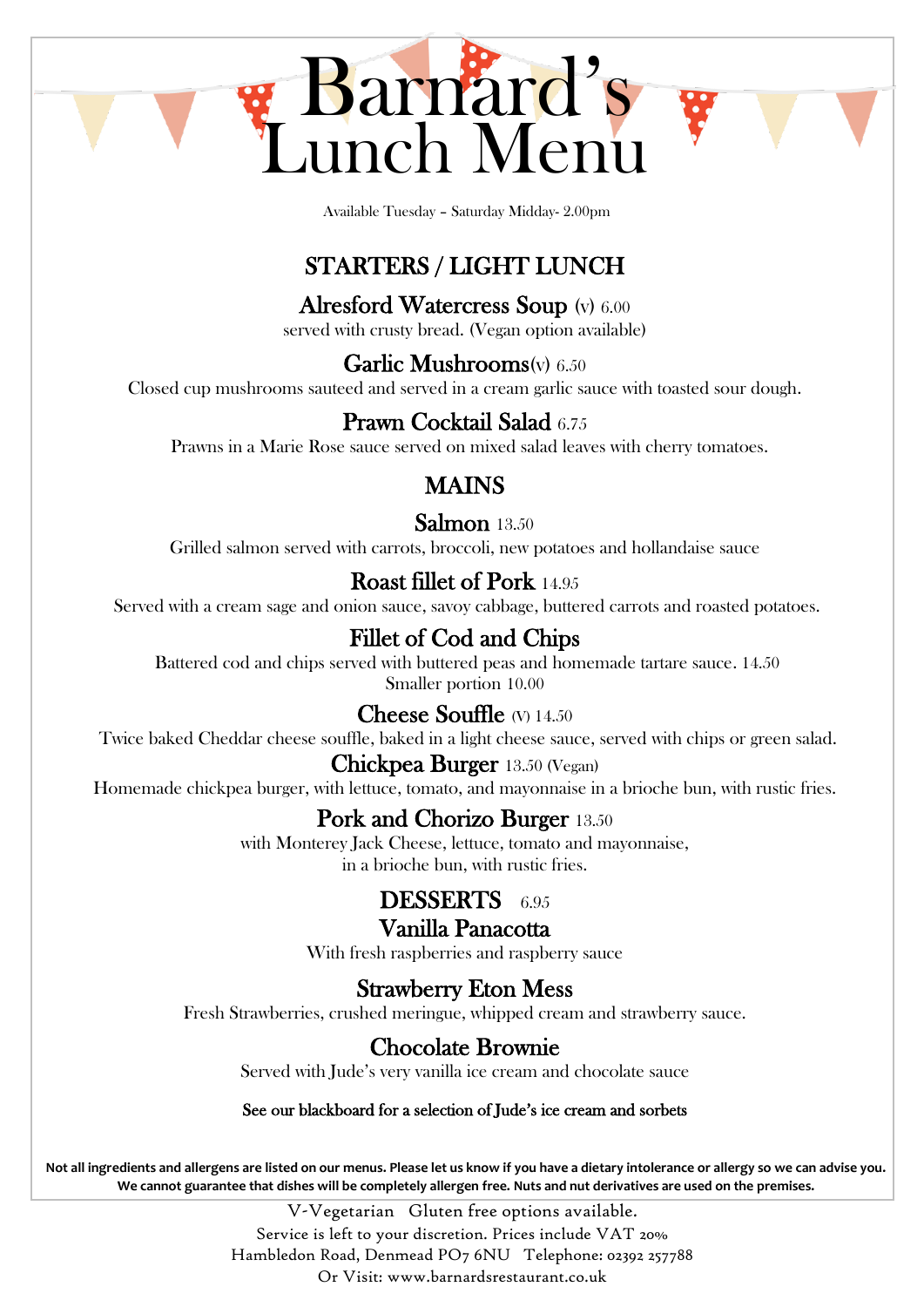# Barnard's Lunch Menu

Available Tuesday – Saturday Midday- 2.00pm

## STARTERS / LIGHT LUNCH

### Alresford Watercress Soup (v) 6.00

served with crusty bread. (Vegan option available)

### Garlic Mushrooms(v) 6.50

Closed cup mushrooms sauteed and served in a cream garlic sauce with toasted sour dough.

### Prawn Cocktail Salad 6.75

Prawns in a Marie Rose sauce served on mixed salad leaves with cherry tomatoes.

## MAINS

### Salmon 13.50

Grilled salmon served with carrots, broccoli, new potatoes and hollandaise sauce

### Roast fillet of Pork 14.95

Served with a cream sage and onion sauce, savoy cabbage, buttered carrots and roasted potatoes.

### Fillet of Cod and Chips

Battered cod and chips served with buttered peas and homemade tartare sauce. 14.50
Smaller portion 10.00

### Cheese Souffle (V) 14.50

Twice baked Cheddar cheese souffle, baked in a light cheese sauce, served with chips or green salad.

### Chickpea Burger 13.50 (Vegan)

Homemade chickpea burger, with lettuce, tomato, and mayonnaise in a brioche bun, with rustic fries.

### Pork and Chorizo Burger 13.50

with Monterey Jack Cheese, lettuce, tomato and mayonnaise,
in a brioche bun, with rustic fries.

## DESSERTS 6.95

### Vanilla Panacotta

With fresh raspberries and raspberry sauce

### Strawberry Eton Mess

Fresh Strawberries, crushed meringue, whipped cream and strawberry sauce.

### Chocolate Brownie

Served with Jude's very vanilla ice cream and chocolate sauce

See our blackboard for a selection of Jude's ice cream and sorbets

**Not all ingredients and allergens are listed on our menus. Please let us know if you have a dietary intolerance or allergy so we can advise you. We cannot guarantee that dishes will be completely allergen free. Nuts and nut derivatives are used on the premises.**

V-Vegetarian Gluten free options available.
Service is left to your discretion. Prices include VAT 20%
Hambledon Road, Denmead PO7 6NU Telephone: 02392 257788
Or Visit: www.barnardsrestaurant.co.uk